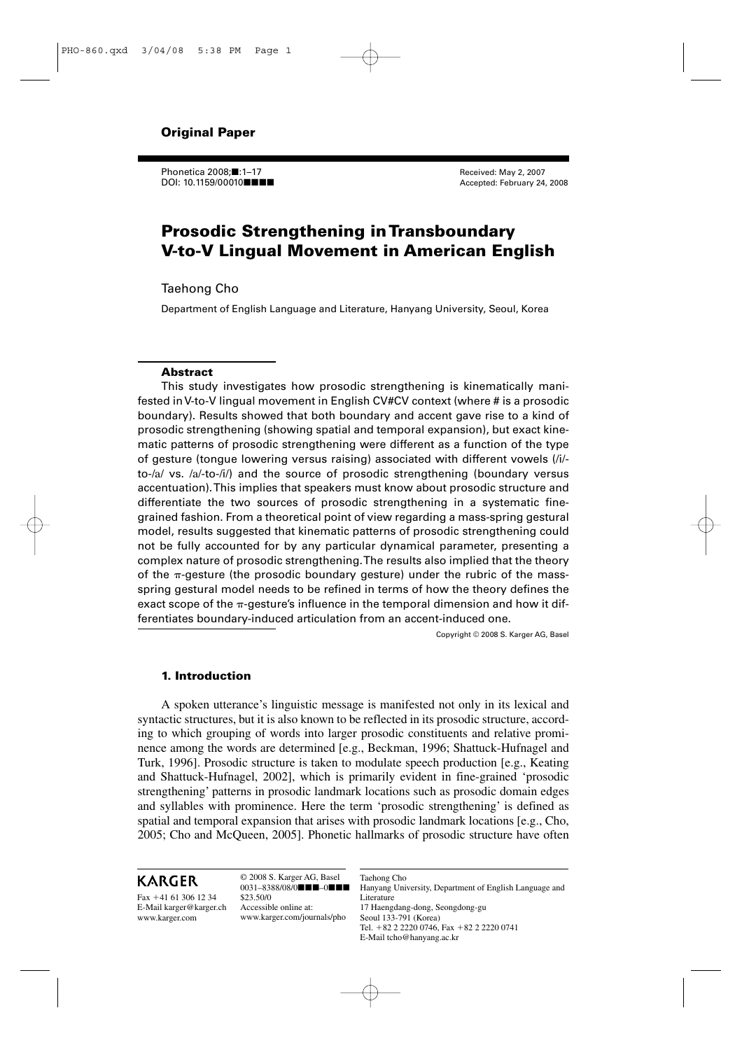**Original Paper**

Received: May 2, 2007
Accepted: February 24, 2008

# Prosodic Strengthening in Transboundary V-to-V Lingual Movement in American English

Taehong Cho

Department of English Language and Literature, Hanyang University, Seoul, Korea

## Abstract

This study investigates how prosodic strengthening is kinematically manifested in V-to-V lingual movement in English CV#CV context (where # is a prosodic boundary). Results showed that both boundary and accent gave rise to a kind of prosodic strengthening (showing spatial and temporal expansion), but exact kinematic patterns of prosodic strengthening were different as a function of the type of gesture (tongue lowering versus raising) associated with different vowels (/i/-to-/a/ vs. /a/-to-/i/) and the source of prosodic strengthening (boundary versus accentuation). This implies that speakers must know about prosodic structure and differentiate the two sources of prosodic strengthening in a systematic fine-grained fashion. From a theoretical point of view regarding a mass-spring gestural model, results suggested that kinematic patterns of prosodic strengthening could not be fully accounted for by any particular dynamical parameter, presenting a complex nature of prosodic strengthening. The results also implied that the theory of the π-gesture (the prosodic boundary gesture) under the rubric of the mass-spring gestural model needs to be refined in terms of how the theory defines the exact scope of the π-gesture's influence in the temporal dimension and how it differentiates boundary-induced articulation from an accent-induced one.

Copyright © 2008 S. Karger AG, Basel

## 1. Introduction

A spoken utterance's linguistic message is manifested not only in its lexical and syntactic structures, but it is also known to be reflected in its prosodic structure, according to which grouping of words into larger prosodic constituents and relative prominence among the words are determined [e.g., Beckman, 1996; Shattuck-Hufnagel and Turk, 1996]. Prosodic structure is taken to modulate speech production [e.g., Keating and Shattuck-Hufnagel, 2002], which is primarily evident in fine-grained 'prosodic strengthening' patterns in prosodic landmark locations such as prosodic domain edges and syllables with prominence. Here the term 'prosodic strengthening' is defined as spatial and temporal expansion that arises with prosodic landmark locations [e.g., Cho, 2005; Cho and McQueen, 2005]. Phonetic hallmarks of prosodic structure have often

KARGER

Fax +41 61 306 12 34
E-Mail karger@karger.ch
www.karger.com

© 2008 S. Karger AG, Basel
0031–8388/08/0■■■–0■■■
$23.50/0
Accessible online at:
www.karger.com/journals/pho

Taehong Cho
Hanyang University, Department of English Language and Literature
17 Haengdang-dong, Seongdong-gu
Seoul 133-791 (Korea)
Tel. +82 2 2220 0746, Fax +82 2 2220 0741
E-Mail tcho@hanyang.ac.kr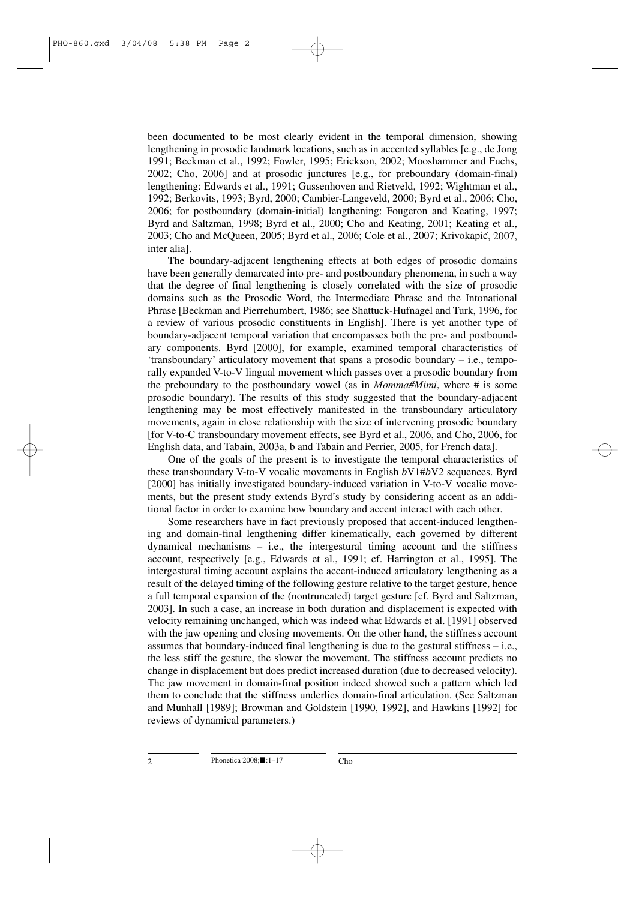been documented to be most clearly evident in the temporal dimension, showing lengthening in prosodic landmark locations, such as in accented syllables [e.g., de Jong 1991; Beckman et al., 1992; Fowler, 1995; Erickson, 2002; Mooshammer and Fuchs, 2002; Cho, 2006] and at prosodic junctures [e.g., for preboundary (domain-final) lengthening: Edwards et al., 1991; Gussenhoven and Rietveld, 1992; Wightman et al., 1992; Berkovits, 1993; Byrd, 2000; Cambier-Langeveld, 2000; Byrd et al., 2006; Cho, 2006; for postboundary (domain-initial) lengthening: Fougeron and Keating, 1997; Byrd and Saltzman, 1998; Byrd et al., 2000; Cho and Keating, 2001; Keating et al., 2003; Cho and McQueen, 2005; Byrd et al., 2006; Cole et al., 2007; Krivokapić, 2007, inter alia].

The boundary-adjacent lengthening effects at both edges of prosodic domains have been generally demarcated into pre- and postboundary phenomena, in such a way that the degree of final lengthening is closely correlated with the size of prosodic domains such as the Prosodic Word, the Intermediate Phrase and the Intonational Phrase [Beckman and Pierrehumbert, 1986; see Shattuck-Hufnagel and Turk, 1996, for a review of various prosodic constituents in English]. There is yet another type of boundary-adjacent temporal variation that encompasses both the pre- and postboundary components. Byrd [2000], for example, examined temporal characteristics of 'transboundary' articulatory movement that spans a prosodic boundary – i.e., temporally expanded V-to-V lingual movement which passes over a prosodic boundary from the preboundary to the postboundary vowel (as in *Momma#Mimi*, where # is some prosodic boundary). The results of this study suggested that the boundary-adjacent lengthening may be most effectively manifested in the transboundary articulatory movements, again in close relationship with the size of intervening prosodic boundary [for V-to-C transboundary movement effects, see Byrd et al., 2006, and Cho, 2006, for English data, and Tabain, 2003a, b and Tabain and Perrier, 2005, for French data].

One of the goals of the present is to investigate the temporal characteristics of these transboundary V-to-V vocalic movements in English *b*V1#*b*V2 sequences. Byrd [2000] has initially investigated boundary-induced variation in V-to-V vocalic movements, but the present study extends Byrd's study by considering accent as an additional factor in order to examine how boundary and accent interact with each other.

Some researchers have in fact previously proposed that accent-induced lengthening and domain-final lengthening differ kinematically, each governed by different dynamical mechanisms – i.e., the intergestural timing account and the stiffness account, respectively [e.g., Edwards et al., 1991; cf. Harrington et al., 1995]. The intergestural timing account explains the accent-induced articulatory lengthening as a result of the delayed timing of the following gesture relative to the target gesture, hence a full temporal expansion of the (nontruncated) target gesture [cf. Byrd and Saltzman, 2003]. In such a case, an increase in both duration and displacement is expected with velocity remaining unchanged, which was indeed what Edwards et al. [1991] observed with the jaw opening and closing movements. On the other hand, the stiffness account assumes that boundary-induced final lengthening is due to the gestural stiffness – i.e., the less stiff the gesture, the slower the movement. The stiffness account predicts no change in displacement but does predict increased duration (due to decreased velocity). The jaw movement in domain-final position indeed showed such a pattern which led them to conclude that the stiffness underlies domain-final articulation. (See Saltzman and Munhall [1989]; Browman and Goldstein [1990, 1992], and Hawkins [1992] for reviews of dynamical parameters.)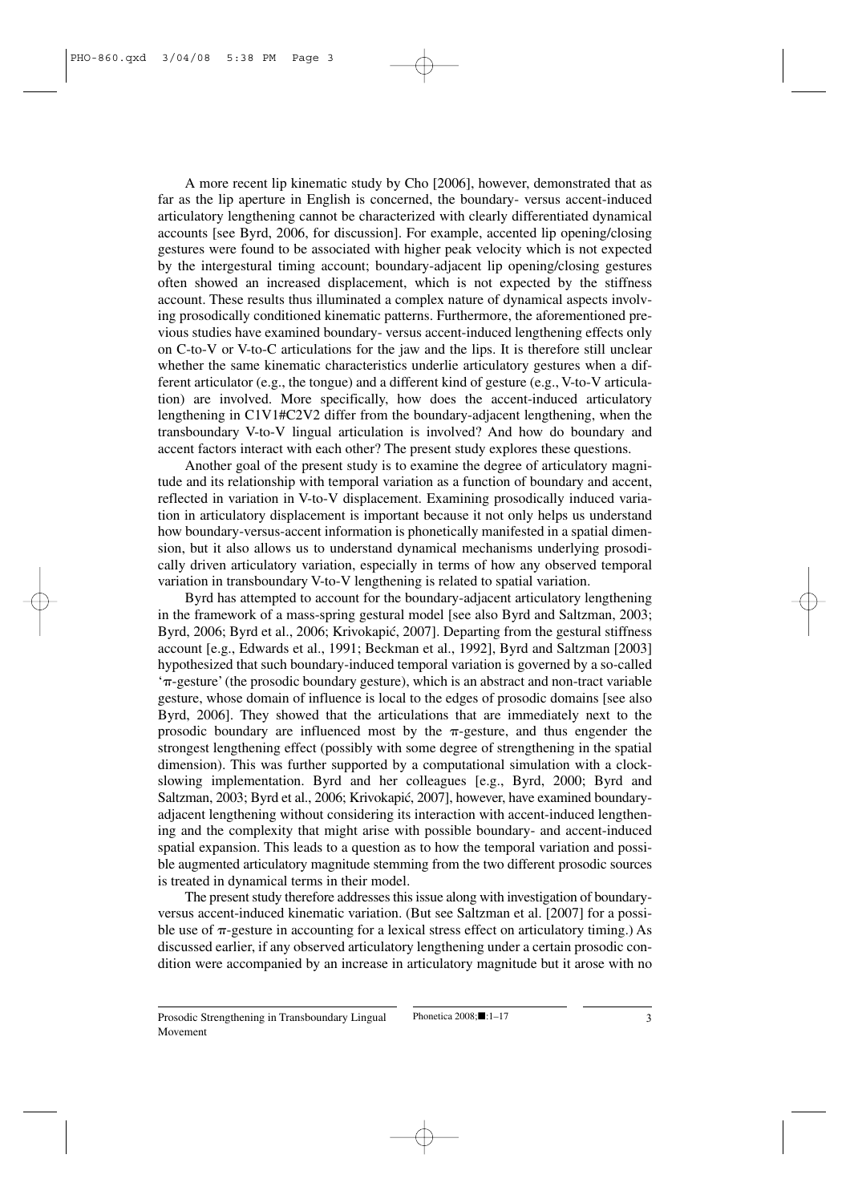A more recent lip kinematic study by Cho [2006], however, demonstrated that as far as the lip aperture in English is concerned, the boundary- versus accent-induced articulatory lengthening cannot be characterized with clearly differentiated dynamical accounts [see Byrd, 2006, for discussion]. For example, accented lip opening/closing gestures were found to be associated with higher peak velocity which is not expected by the intergestural timing account; boundary-adjacent lip opening/closing gestures often showed an increased displacement, which is not expected by the stiffness account. These results thus illuminated a complex nature of dynamical aspects involving prosodically conditioned kinematic patterns. Furthermore, the aforementioned previous studies have examined boundary- versus accent-induced lengthening effects only on C-to-V or V-to-C articulations for the jaw and the lips. It is therefore still unclear whether the same kinematic characteristics underlie articulatory gestures when a different articulator (e.g., the tongue) and a different kind of gesture (e.g., V-to-V articulation) are involved. More specifically, how does the accent-induced articulatory lengthening in C1V1#C2V2 differ from the boundary-adjacent lengthening, when the transboundary V-to-V lingual articulation is involved? And how do boundary and accent factors interact with each other? The present study explores these questions.

Another goal of the present study is to examine the degree of articulatory magnitude and its relationship with temporal variation as a function of boundary and accent, reflected in variation in V-to-V displacement. Examining prosodically induced variation in articulatory displacement is important because it not only helps us understand how boundary-versus-accent information is phonetically manifested in a spatial dimension, but it also allows us to understand dynamical mechanisms underlying prosodically driven articulatory variation, especially in terms of how any observed temporal variation in transboundary V-to-V lengthening is related to spatial variation.

Byrd has attempted to account for the boundary-adjacent articulatory lengthening in the framework of a mass-spring gestural model [see also Byrd and Saltzman, 2003; Byrd, 2006; Byrd et al., 2006; Krivokapić, 2007]. Departing from the gestural stiffness account [e.g., Edwards et al., 1991; Beckman et al., 1992], Byrd and Saltzman [2003] hypothesized that such boundary-induced temporal variation is governed by a so-called '$\pi$-gesture' (the prosodic boundary gesture), which is an abstract and non-tract variable gesture, whose domain of influence is local to the edges of prosodic domains [see also Byrd, 2006]. They showed that the articulations that are immediately next to the prosodic boundary are influenced most by the $\pi$-gesture, and thus engender the strongest lengthening effect (possibly with some degree of strengthening in the spatial dimension). This was further supported by a computational simulation with a clock-slowing implementation. Byrd and her colleagues [e.g., Byrd, 2000; Byrd and Saltzman, 2003; Byrd et al., 2006; Krivokapić, 2007], however, have examined boundary-adjacent lengthening without considering its interaction with accent-induced lengthening and the complexity that might arise with possible boundary- and accent-induced spatial expansion. This leads to a question as to how the temporal variation and possible augmented articulatory magnitude stemming from the two different prosodic sources is treated in dynamical terms in their model.

The present study therefore addresses this issue along with investigation of boundary-versus accent-induced kinematic variation. (But see Saltzman et al. [2007] for a possible use of $\pi$-gesture in accounting for a lexical stress effect on articulatory timing.) As discussed earlier, if any observed articulatory lengthening under a certain prosodic condition were accompanied by an increase in articulatory magnitude but it arose with no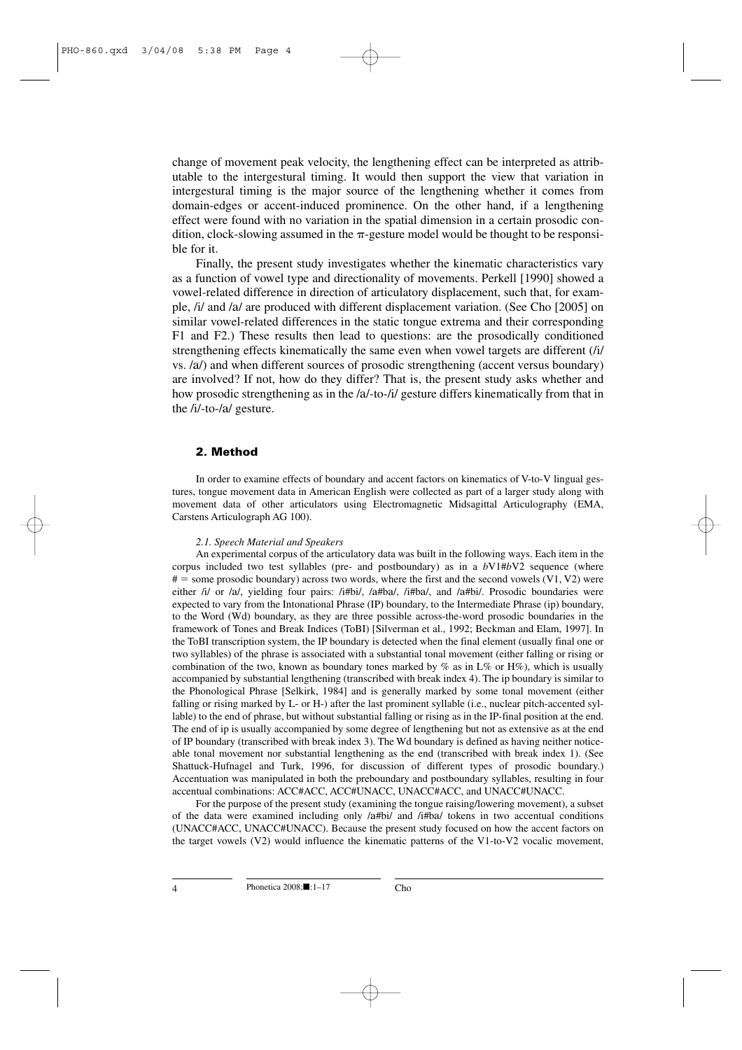change of movement peak velocity, the lengthening effect can be interpreted as attributable to the intergestural timing. It would then support the view that variation in intergestural timing is the major source of the lengthening whether it comes from domain-edges or accent-induced prominence. On the other hand, if a lengthening effect were found with no variation in the spatial dimension in a certain prosodic condition, clock-slowing assumed in the $\pi$-gesture model would be thought to be responsible for it.

Finally, the present study investigates whether the kinematic characteristics vary as a function of vowel type and directionality of movements. Perkell [1990] showed a vowel-related difference in direction of articulatory displacement, such that, for example, /i/ and /a/ are produced with different displacement variation. (See Cho [2005] on similar vowel-related differences in the static tongue extrema and their corresponding F1 and F2.) These results then lead to questions: are the prosodically conditioned strengthening effects kinematically the same even when vowel targets are different (/i/ vs. /a/) and when different sources of prosodic strengthening (accent versus boundary) are involved? If not, how do they differ? That is, the present study asks whether and how prosodic strengthening as in the /a/-to-/i/ gesture differs kinematically from that in the /i/-to-/a/ gesture.

## 2. Method

In order to examine effects of boundary and accent factors on kinematics of V-to-V lingual gestures, tongue movement data in American English were collected as part of a larger study along with movement data of other articulators using Electromagnetic Midsagittal Articulography (EMA, Carstens Articulograph AG 100).

### *2.1. Speech Material and Speakers*

An experimental corpus of the articulatory data was built in the following ways. Each item in the corpus included two test syllables (pre- and postboundary) as in a *b*V1#*b*V2 sequence (where # = some prosodic boundary) across two words, where the first and the second vowels (V1, V2) were either /i/ or /a/, yielding four pairs: /i#bi/, /a#ba/, /i#ba/, and /a#bi/. Prosodic boundaries were expected to vary from the Intonational Phrase (IP) boundary, to the Intermediate Phrase (ip) boundary, to the Word (Wd) boundary, as they are three possible across-the-word prosodic boundaries in the framework of Tones and Break Indices (ToBI) [Silverman et al., 1992; Beckman and Elam, 1997]. In the ToBI transcription system, the IP boundary is detected when the final element (usually final one or two syllables) of the phrase is associated with a substantial tonal movement (either falling or rising or combination of the two, known as boundary tones marked by % as in L% or H%), which is usually accompanied by substantial lengthening (transcribed with break index 4). The ip boundary is similar to the Phonological Phrase [Selkirk, 1984] and is generally marked by some tonal movement (either falling or rising marked by L- or H-) after the last prominent syllable (i.e., nuclear pitch-accented syllable) to the end of phrase, but without substantial falling or rising as in the IP-final position at the end. The end of ip is usually accompanied by some degree of lengthening but not as extensive as at the end of IP boundary (transcribed with break index 3). The Wd boundary is defined as having neither noticeable tonal movement nor substantial lengthening as the end (transcribed with break index 1). (See Shattuck-Hufnagel and Turk, 1996, for discussion of different types of prosodic boundary.) Accentuation was manipulated in both the preboundary and postboundary syllables, resulting in four accentual combinations: ACC#ACC, ACC#UNACC, UNACC#ACC, and UNACC#UNACC.

For the purpose of the present study (examining the tongue raising/lowering movement), a subset of the data were examined including only /a#bi/ and /i#ba/ tokens in two accentual conditions (UNACC#ACC, UNACC#UNACC). Because the present study focused on how the accent factors on the target vowels (V2) would influence the kinematic patterns of the V1-to-V2 vocalic movement,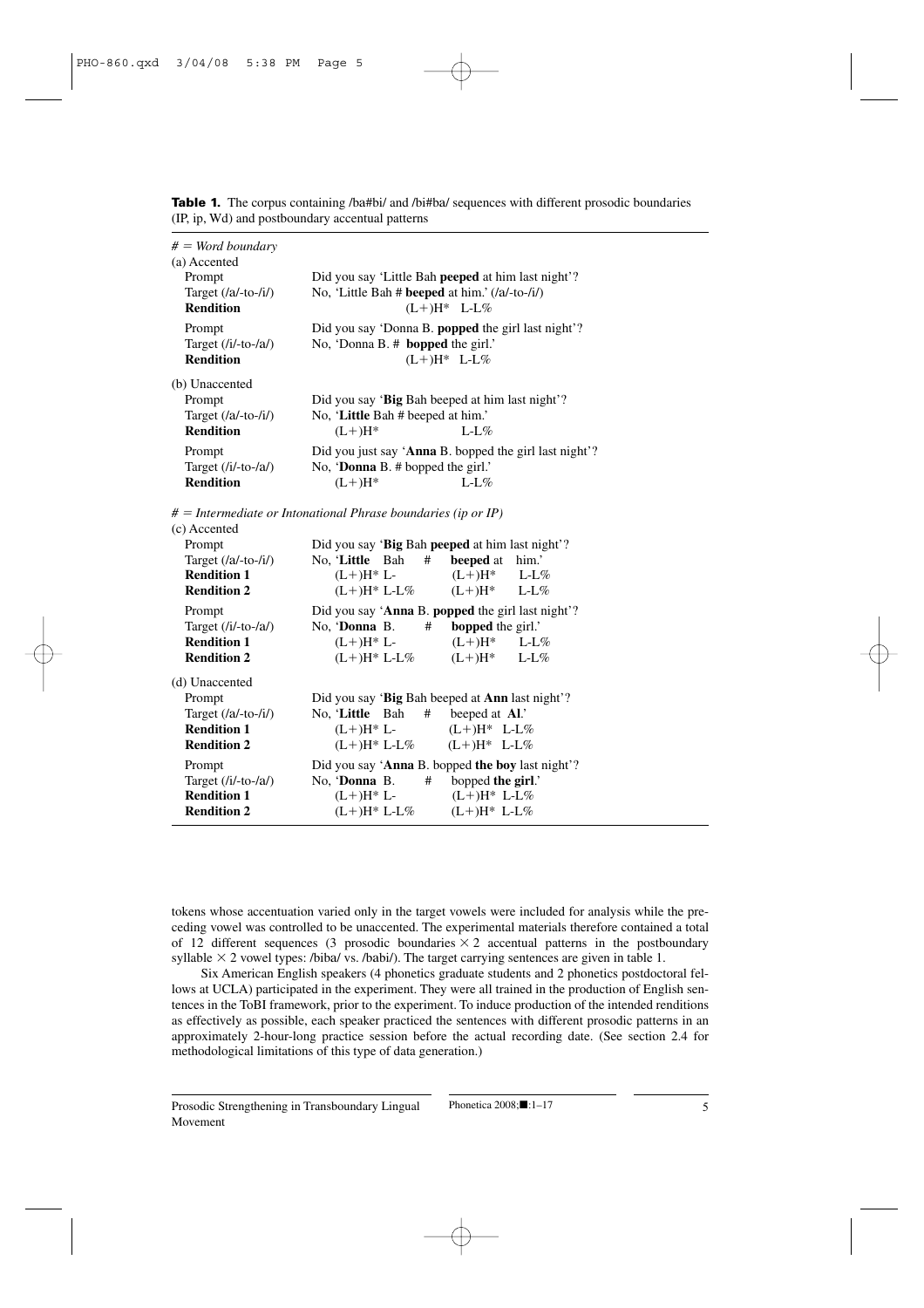**Table 1.** The corpus containing /ba#bi/ and /bi#ba/ sequences with different prosodic boundaries (IP, ip, Wd) and postboundary accentual patterns

| | |
|---|---|
| *# = Word boundary* | |
| (a) Accented | |
| Prompt | Did you say 'Little Bah **peeped** at him last night'? |
| Target (/a/-to-/i/) | No, 'Little Bah # **beeped** at him.' (/a/-to-/i/) |
| **Rendition** | (L+)H* L-L% |
| Prompt | Did you say 'Donna B. **popped** the girl last night'? |
| Target (/i/-to-/a/) | No, 'Donna B. # **bopped** the girl.' |
| **Rendition** | (L+)H* L-L% |
| (b) Unaccented | |
| Prompt | Did you say '**Big** Bah beeped at him last night'? |
| Target (/a/-to-/i/) | No, '**Little** Bah # beeped at him.' |
| **Rendition** | (L+)H* L-L% |
| Prompt | Did you just say '**Anna** B. bopped the girl last night'? |
| Target (/i/-to-/a/) | No, '**Donna** B. # bopped the girl.' |
| **Rendition** | (L+)H* L-L% |
| *# = Intermediate or Intonational Phrase boundaries (ip or IP)* | |
| (c) Accented | |
| Prompt | Did you say '**Big** Bah **peeped** at him last night'? |
| Target (/a/-to-/i/) | No, '**Little** Bah # **beeped** at him.' |
| **Rendition 1** | (L+)H* L- (L+)H* L-L% |
| **Rendition 2** | (L+)H* L-L% (L+)H* L-L% |
| Prompt | Did you say '**Anna** B. **popped** the girl last night'? |
| Target (/i/-to-/a/) | No, '**Donna** B. # **bopped** the girl.' |
| **Rendition 1** | (L+)H* L- (L+)H* L-L% |
| **Rendition 2** | (L+)H* L-L% (L+)H* L-L% |
| (d) Unaccented | |
| Prompt | Did you say '**Big** Bah beeped at **Ann** last night'? |
| Target (/a/-to-/i/) | No, '**Little** Bah # beeped at **Al**.' |
| **Rendition 1** | (L+)H* L- (L+)H* L-L% |
| **Rendition 2** | (L+)H* L-L% (L+)H* L-L% |
| Prompt | Did you say '**Anna** B. bopped **the boy** last night'? |
| Target (/i/-to-/a/) | No, '**Donna** B. # bopped **the girl**.' |
| **Rendition 1** | (L+)H* L- (L+)H* L-L% |
| **Rendition 2** | (L+)H* L-L% (L+)H* L-L% |

tokens whose accentuation varied only in the target vowels were included for analysis while the preceding vowel was controlled to be unaccented. The experimental materials therefore contained a total of 12 different sequences (3 prosodic boundaries × 2 accentual patterns in the postboundary syllable × 2 vowel types: /biba/ vs. /babi/). The target carrying sentences are given in table 1.

Six American English speakers (4 phonetics graduate students and 2 phonetics postdoctoral fellows at UCLA) participated in the experiment. They were all trained in the production of English sentences in the ToBI framework, prior to the experiment. To induce production of the intended renditions as effectively as possible, each speaker practiced the sentences with different prosodic patterns in an approximately 2-hour-long practice session before the actual recording date. (See section 2.4 for methodological limitations of this type of data generation.)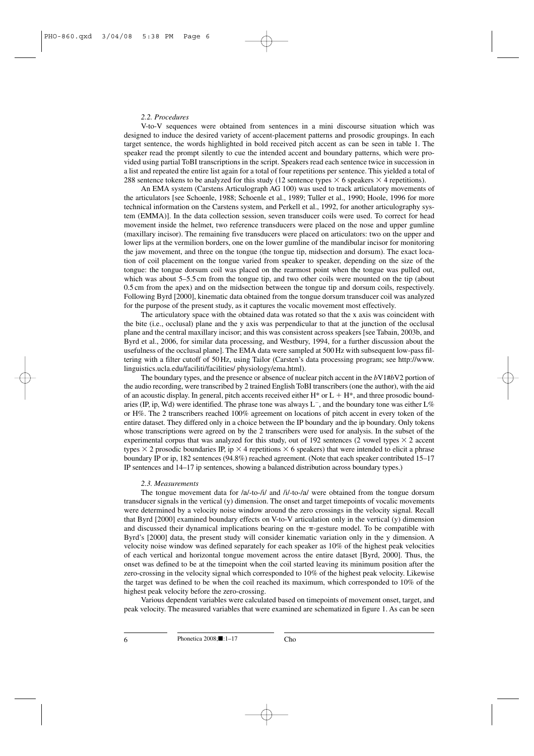### 2.2. Procedures

V-to-V sequences were obtained from sentences in a mini discourse situation which was designed to induce the desired variety of accent-placement patterns and prosodic groupings. In each target sentence, the words highlighted in bold received pitch accent as can be seen in table 1. The speaker read the prompt silently to cue the intended accent and boundary patterns, which were provided using partial ToBI transcriptions in the script. Speakers read each sentence twice in succession in a list and repeated the entire list again for a total of four repetitions per sentence. This yielded a total of 288 sentence tokens to be analyzed for this study (12 sentence types × 6 speakers × 4 repetitions).

An EMA system (Carstens Articulograph AG 100) was used to track articulatory movements of the articulators [see Schoenle, 1988; Schoenle et al., 1989; Tuller et al., 1990; Hoole, 1996 for more technical information on the Carstens system, and Perkell et al., 1992, for another articulography system (EMMA)]. In the data collection session, seven transducer coils were used. To correct for head movement inside the helmet, two reference transducers were placed on the nose and upper gumline (maxillary incisor). The remaining five transducers were placed on articulators: two on the upper and lower lips at the vermilion borders, one on the lower gumline of the mandibular incisor for monitoring the jaw movement, and three on the tongue (the tongue tip, midsection and dorsum). The exact location of coil placement on the tongue varied from speaker to speaker, depending on the size of the tongue: the tongue dorsum coil was placed on the rearmost point when the tongue was pulled out, which was about 5–5.5 cm from the tongue tip, and two other coils were mounted on the tip (about 0.5 cm from the apex) and on the midsection between the tongue tip and dorsum coils, respectively. Following Byrd [2000], kinematic data obtained from the tongue dorsum transducer coil was analyzed for the purpose of the present study, as it captures the vocalic movement most effectively.

The articulatory space with the obtained data was rotated so that the x axis was coincident with the bite (i.e., occlusal) plane and the y axis was perpendicular to that at the junction of the occlusal plane and the central maxillary incisor; and this was consistent across speakers [see Tabain, 2003b, and Byrd et al., 2006, for similar data processing, and Westbury, 1994, for a further discussion about the usefulness of the occlusal plane]. The EMA data were sampled at 500 Hz with subsequent low-pass filtering with a filter cutoff of 50 Hz, using Tailor (Carsten's data processing program; see http://www.linguistics.ucla.edu/faciliti/facilities/ physiology/ema.html).

The boundary types, and the presence or absence of nuclear pitch accent in the *b*V1#*b*V2 portion of the audio recording, were transcribed by 2 trained English ToBI transcribers (one the author), with the aid of an acoustic display. In general, pitch accents received either H* or L + H*, and three prosodic boundaries (IP, ip, Wd) were identified. The phrase tone was always $L^-$, and the boundary tone was either L% or H%. The 2 transcribers reached 100% agreement on locations of pitch accent in every token of the entire dataset. They differed only in a choice between the IP boundary and the ip boundary. Only tokens whose transcriptions were agreed on by the 2 transcribers were used for analysis. In the subset of the experimental corpus that was analyzed for this study, out of 192 sentences (2 vowel types × 2 accent types × 2 prosodic boundaries IP, ip × 4 repetitions × 6 speakers) that were intended to elicit a phrase boundary IP or ip, 182 sentences (94.8%) reached agreement. (Note that each speaker contributed 15–17 IP sentences and 14–17 ip sentences, showing a balanced distribution across boundary types.)

### 2.3. Measurements

The tongue movement data for /a/-to-/i/ and /i/-to-/a/ were obtained from the tongue dorsum transducer signals in the vertical (y) dimension. The onset and target timepoints of vocalic movements were determined by a velocity noise window around the zero crossings in the velocity signal. Recall that Byrd [2000] examined boundary effects on V-to-V articulation only in the vertical (y) dimension and discussed their dynamical implications bearing on the π-gesture model. To be compatible with Byrd's [2000] data, the present study will consider kinematic variation only in the y dimension. A velocity noise window was defined separately for each speaker as 10% of the highest peak velocities of each vertical and horizontal tongue movement across the entire dataset [Byrd, 2000]. Thus, the onset was defined to be at the timepoint when the coil started leaving its minimum position after the zero-crossing in the velocity signal which corresponded to 10% of the highest peak velocity. Likewise the target was defined to be when the coil reached its maximum, which corresponded to 10% of the highest peak velocity before the zero-crossing.

Various dependent variables were calculated based on timepoints of movement onset, target, and peak velocity. The measured variables that were examined are schematized in figure 1. As can be seen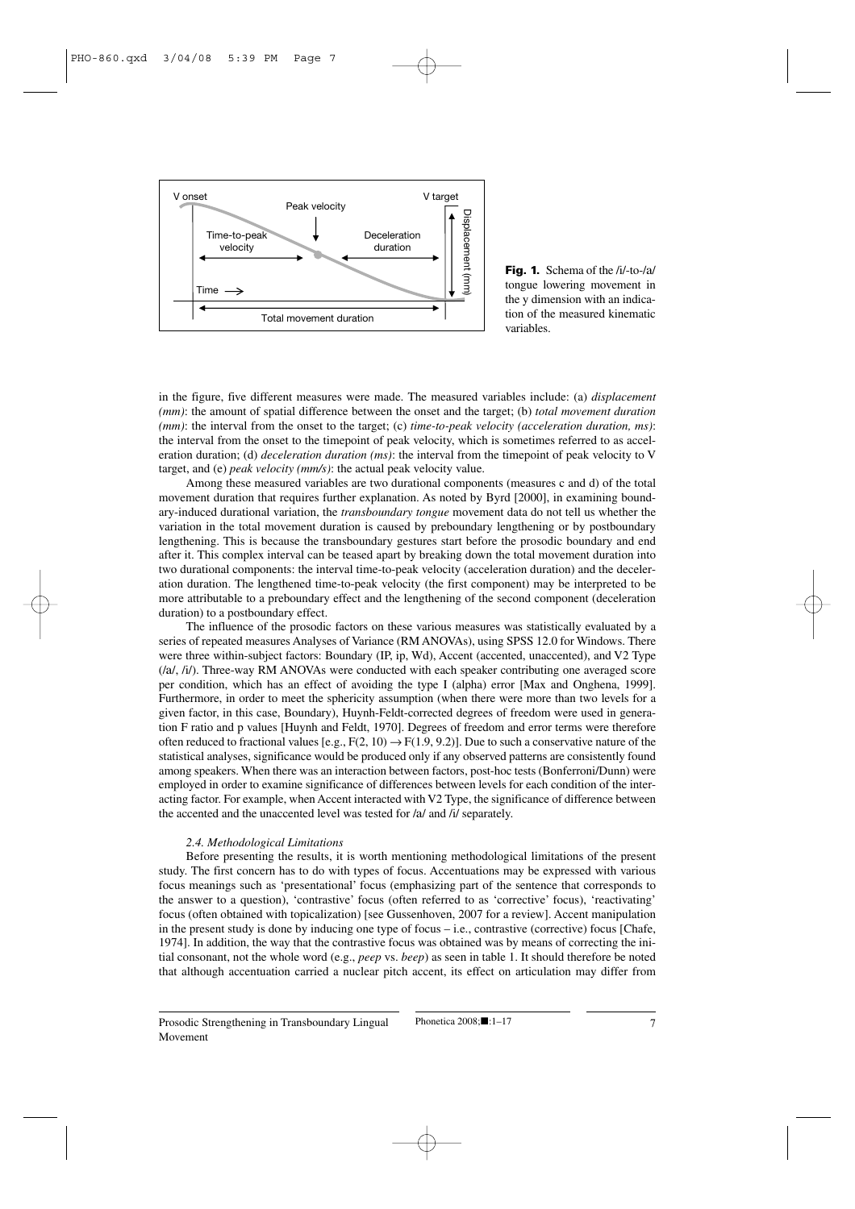V onset

Peak velocity

V target

Time-to-peak velocity

Deceleration duration

Displacement (mm)

Time

Total movement duration

**Fig. 1.** Schema of the /i/-to-/a/ tongue lowering movement in the y dimension with an indication of the measured kinematic variables.

in the figure, five different measures were made. The measured variables include: (a) *displacement (mm)*: the amount of spatial difference between the onset and the target; (b) *total movement duration (mm)*: the interval from the onset to the target; (c) *time-to-peak velocity (acceleration duration, ms)*: the interval from the onset to the timepoint of peak velocity, which is sometimes referred to as acceleration duration; (d) *deceleration duration (ms)*: the interval from the timepoint of peak velocity to V target, and (e) *peak velocity (mm/s)*: the actual peak velocity value.

Among these measured variables are two durational components (measures c and d) of the total movement duration that requires further explanation. As noted by Byrd [2000], in examining boundary-induced durational variation, the *transboundary tongue* movement data do not tell us whether the variation in the total movement duration is caused by preboundary lengthening or by postboundary lengthening. This is because the transboundary gestures start before the prosodic boundary and end after it. This complex interval can be teased apart by breaking down the total movement duration into two durational components: the interval time-to-peak velocity (acceleration duration) and the deceleration duration. The lengthened time-to-peak velocity (the first component) may be interpreted to be more attributable to a preboundary effect and the lengthening of the second component (deceleration duration) to a postboundary effect.

The influence of the prosodic factors on these various measures was statistically evaluated by a series of repeated measures Analyses of Variance (RM ANOVAs), using SPSS 12.0 for Windows. There were three within-subject factors: Boundary (IP, ip, Wd), Accent (accented, unaccented), and V2 Type (/a/, /i/). Three-way RM ANOVAs were conducted with each speaker contributing one averaged score per condition, which has an effect of avoiding the type I (alpha) error [Max and Onghena, 1999]. Furthermore, in order to meet the sphericity assumption (when there were more than two levels for a given factor, in this case, Boundary), Huynh-Feldt-corrected degrees of freedom were used in generation F ratio and p values [Huynh and Feldt, 1970]. Degrees of freedom and error terms were therefore often reduced to fractional values [e.g., $F(2, 10) \rightarrow F(1.9, 9.2)$]. Due to such a conservative nature of the statistical analyses, significance would be produced only if any observed patterns are consistently found among speakers. When there was an interaction between factors, post-hoc tests (Bonferroni/Dunn) were employed in order to examine significance of differences between levels for each condition of the interacting factor. For example, when Accent interacted with V2 Type, the significance of difference between the accented and the unaccented level was tested for /a/ and /i/ separately.

### *2.4. Methodological Limitations*

Before presenting the results, it is worth mentioning methodological limitations of the present study. The first concern has to do with types of focus. Accentuations may be expressed with various focus meanings such as 'presentational' focus (emphasizing part of the sentence that corresponds to the answer to a question), 'contrastive' focus (often referred to as 'corrective' focus), 'reactivating' focus (often obtained with topicalization) [see Gussenhoven, 2007 for a review]. Accent manipulation in the present study is done by inducing one type of focus – i.e., contrastive (corrective) focus [Chafe, 1974]. In addition, the way that the contrastive focus was obtained was by means of correcting the initial consonant, not the whole word (e.g., *peep* vs. *beep*) as seen in table 1. It should therefore be noted that although accentuation carried a nuclear pitch accent, its effect on articulation may differ from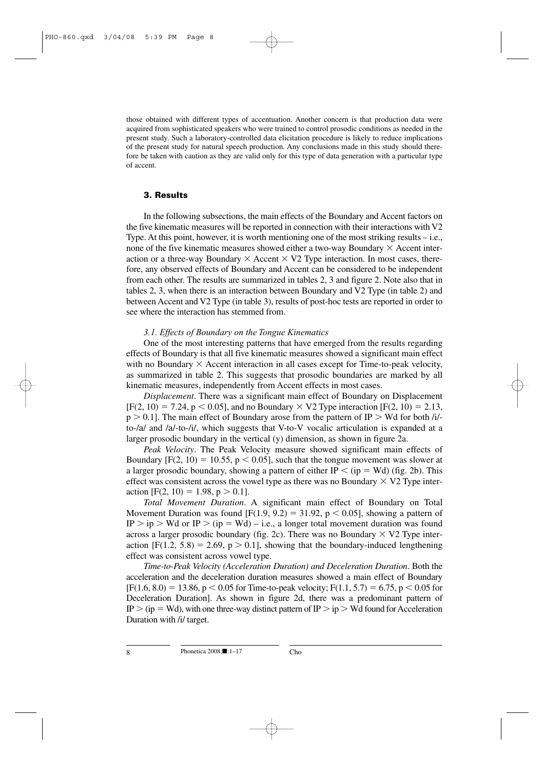those obtained with different types of accentuation. Another concern is that production data were acquired from sophisticated speakers who were trained to control prosodic conditions as needed in the present study. Such a laboratory-controlled data elicitation procedure is likely to reduce implications of the present study for natural speech production. Any conclusions made in this study should therefore be taken with caution as they are valid only for this type of data generation with a particular type of accent.

## 3. Results

In the following subsections, the main effects of the Boundary and Accent factors on the five kinematic measures will be reported in connection with their interactions with V2 Type. At this point, however, it is worth mentioning one of the most striking results – i.e., none of the five kinematic measures showed either a two-way Boundary × Accent interaction or a three-way Boundary × Accent × V2 Type interaction. In most cases, therefore, any observed effects of Boundary and Accent can be considered to be independent from each other. The results are summarized in tables 2, 3 and figure 2. Note also that in tables 2, 3, when there is an interaction between Boundary and V2 Type (in table 2) and between Accent and V2 Type (in table 3), results of post-hoc tests are reported in order to see where the interaction has stemmed from.

### *3.1. Effects of Boundary on the Tongue Kinematics*

One of the most interesting patterns that have emerged from the results regarding effects of Boundary is that all five kinematic measures showed a significant main effect with no Boundary × Accent interaction in all cases except for Time-to-peak velocity, as summarized in table 2. This suggests that prosodic boundaries are marked by all kinematic measures, independently from Accent effects in most cases.

*Displacement*. There was a significant main effect of Boundary on Displacement [$F(2, 10) = 7.24$, $p < 0.05$], and no Boundary × V2 Type interaction [$F(2, 10) = 2.13$, $p > 0.1$]. The main effect of Boundary arose from the pattern of IP > Wd for both /i/-to-/a/ and /a/-to-/i/, which suggests that V-to-V vocalic articulation is expanded at a larger prosodic boundary in the vertical (y) dimension, as shown in figure 2a.

*Peak Velocity*. The Peak Velocity measure showed significant main effects of Boundary [$F(2, 10) = 10.55$, $p < 0.05$], such that the tongue movement was slower at a larger prosodic boundary, showing a pattern of either IP < (ip = Wd) (fig. 2b). This effect was consistent across the vowel type as there was no Boundary × V2 Type interaction [$F(2, 10) = 1.98$, $p > 0.1$].

*Total Movement Duration*. A significant main effect of Boundary on Total Movement Duration was found [$F(1.9, 9.2) = 31.92$, $p < 0.05$], showing a pattern of IP > ip > Wd or IP > (ip = Wd) – i.e., a longer total movement duration was found across a larger prosodic boundary (fig. 2c). There was no Boundary × V2 Type interaction [$F(1.2, 5.8) = 2.69$, $p > 0.1$], showing that the boundary-induced lengthening effect was consistent across vowel type.

*Time-to-Peak Velocity (Acceleration Duration) and Deceleration Duration*. Both the acceleration and the deceleration duration measures showed a main effect of Boundary [$F(1.6, 8.0) = 13.86$, $p < 0.05$ for Time-to-peak velocity; $F(1.1, 5.7) = 6.75$, $p < 0.05$ for Deceleration Duration]. As shown in figure 2d, there was a predominant pattern of IP > (ip = Wd), with one three-way distinct pattern of IP > ip > Wd found for Acceleration Duration with /i/ target.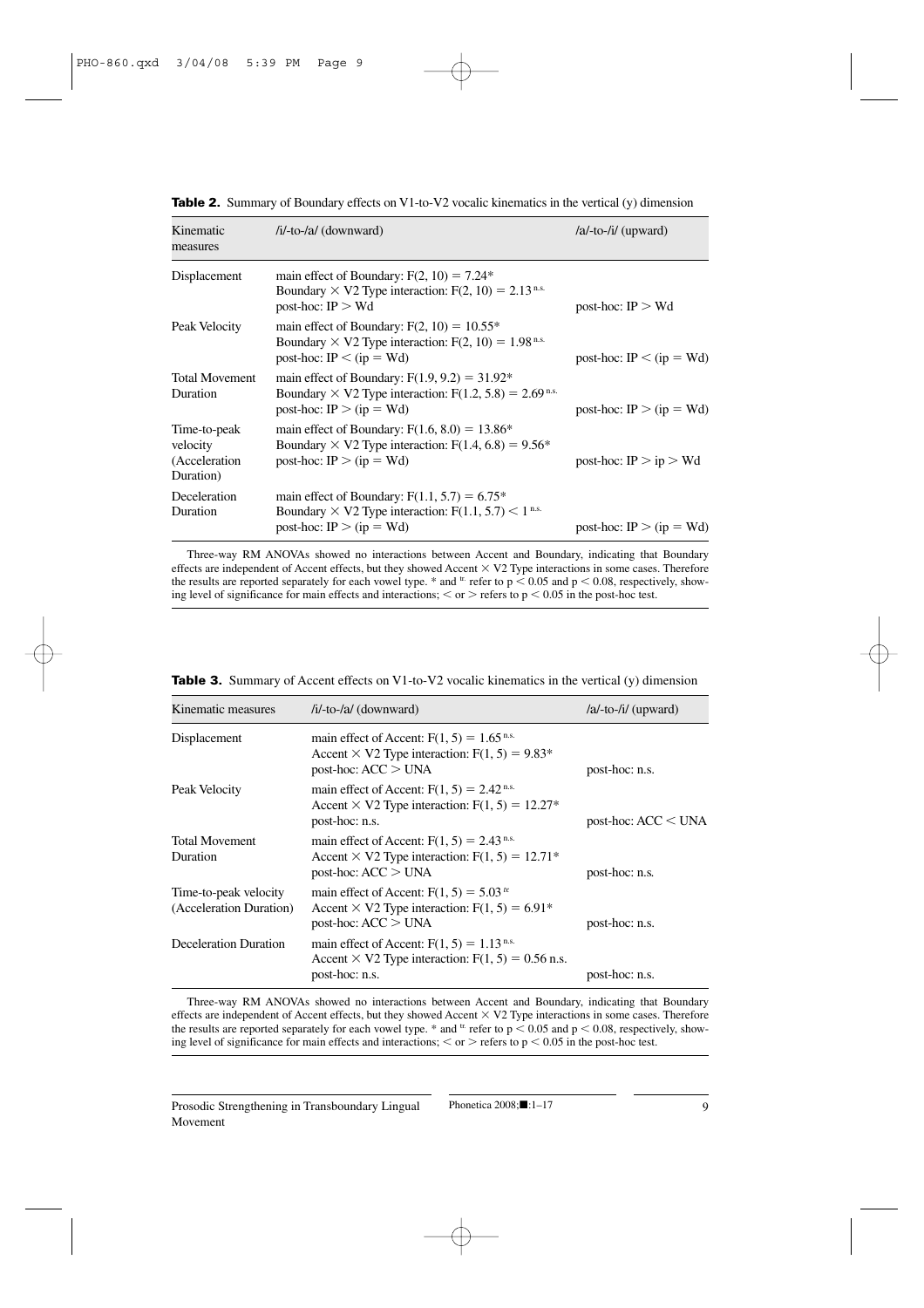**Table 2.** Summary of Boundary effects on V1-to-V2 vocalic kinematics in the vertical (y) dimension

| Kinematic measures | /i/-to-/a/ (downward) | /a/-to-/i/ (upward) |
|---|---|---|
| Displacement | main effect of Boundary: $F(2, 10) = 7.24$* <br> Boundary × V2 Type interaction: $F(2, 10) = 2.13$ [n.s.] <br> post-hoc: IP > Wd | post-hoc: IP > Wd |
| Peak Velocity | main effect of Boundary: $F(2, 10) = 10.55$* <br> Boundary × V2 Type interaction: $F(2, 10) = 1.98$ [n.s.] <br> post-hoc: IP < (ip = Wd) | post-hoc: IP < (ip = Wd) |
| Total Movement Duration | main effect of Boundary: $F(1.9, 9.2) = 31.92$* <br> Boundary × V2 Type interaction: $F(1.2, 5.8) = 2.69$ [n.s.] <br> post-hoc: IP > (ip = Wd) | post-hoc: IP > (ip = Wd) |
| Time-to-peak velocity (Acceleration Duration) | main effect of Boundary: $F(1.6, 8.0) = 13.86$* <br> Boundary × V2 Type interaction: $F(1.4, 6.8) = 9.56$* <br> post-hoc: IP > (ip = Wd) | post-hoc: IP > ip > Wd |
| Deceleration Duration | main effect of Boundary: $F(1.1, 5.7) = 6.75$* <br> Boundary × V2 Type interaction: $F(1.1, 5.7) < 1$ [n.s.] <br> post-hoc: IP > (ip = Wd) | post-hoc: IP > (ip = Wd) |

Three-way RM ANOVAs showed no interactions between Accent and Boundary, indicating that Boundary effects are independent of Accent effects, but they showed Accent × V2 Type interactions in some cases. Therefore the results are reported separately for each vowel type. * and [tr] refer to $p < 0.05$ and $p < 0.08$, respectively, showing level of significance for main effects and interactions; < or > refers to $p < 0.05$ in the post-hoc test.

**Table 3.** Summary of Accent effects on V1-to-V2 vocalic kinematics in the vertical (y) dimension

| Kinematic measures | /i/-to-/a/ (downward) | /a/-to-/i/ (upward) |
|---|---|---|
| Displacement | main effect of Accent: $F(1, 5) = 1.65$ [n.s.] <br> Accent × V2 Type interaction: $F(1, 5) = 9.83$* <br> post-hoc: ACC > UNA | post-hoc: n.s. |
| Peak Velocity | main effect of Accent: $F(1, 5) = 2.42$ [n.s.] <br> Accent × V2 Type interaction: $F(1, 5) = 12.27$* <br> post-hoc: n.s. | post-hoc: ACC < UNA |
| Total Movement Duration | main effect of Accent: $F(1, 5) = 2.43$ [n.s.] <br> Accent × V2 Type interaction: $F(1, 5) = 12.71$* <br> post-hoc: ACC > UNA | post-hoc: n.s. |
| Time-to-peak velocity (Acceleration Duration) | main effect of Accent: $F(1, 5) = 5.03$ [tr] <br> Accent × V2 Type interaction: $F(1, 5) = 6.91$* <br> post-hoc: ACC > UNA | post-hoc: n.s. |
| Deceleration Duration | main effect of Accent: $F(1, 5) = 1.13$ [n.s.] <br> Accent × V2 Type interaction: $F(1, 5) = 0.56$ n.s. <br> post-hoc: n.s. | post-hoc: n.s. |

Three-way RM ANOVAs showed no interactions between Accent and Boundary, indicating that Boundary effects are independent of Accent effects, but they showed Accent × V2 Type interactions in some cases. Therefore the results are reported separately for each vowel type. * and [tr] refer to $p < 0.05$ and $p < 0.08$, respectively, showing level of significance for main effects and interactions; < or > refers to $p < 0.05$ in the post-hoc test.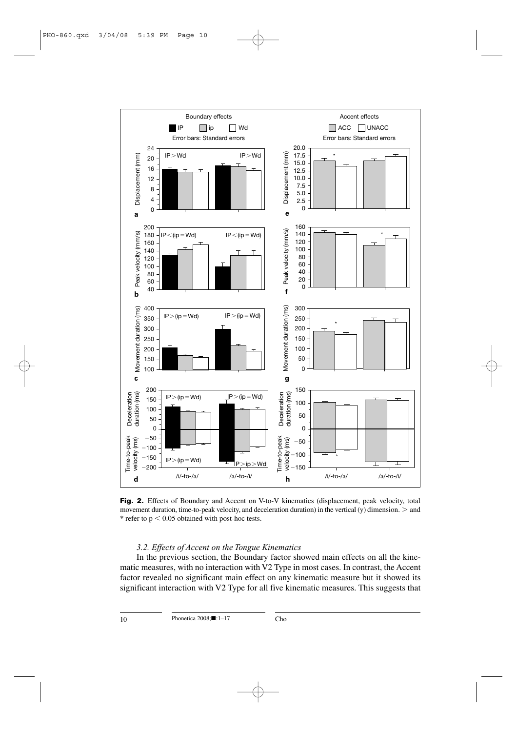**Fig. 2.** Effects of Boundary and Accent on V-to-V kinematics (displacement, peak velocity, total movement duration, time-to-peak velocity, and deceleration duration) in the vertical (y) dimension. > and * refer to $p < 0.05$ obtained with post-hoc tests.

### *3.2. Effects of Accent on the Tongue Kinematics*

In the previous section, the Boundary factor showed main effects on all the kinematic measures, with no interaction with V2 Type in most cases. In contrast, the Accent factor revealed no significant main effect on any kinematic measure but it showed its significant interaction with V2 Type for all five kinematic measures. This suggests that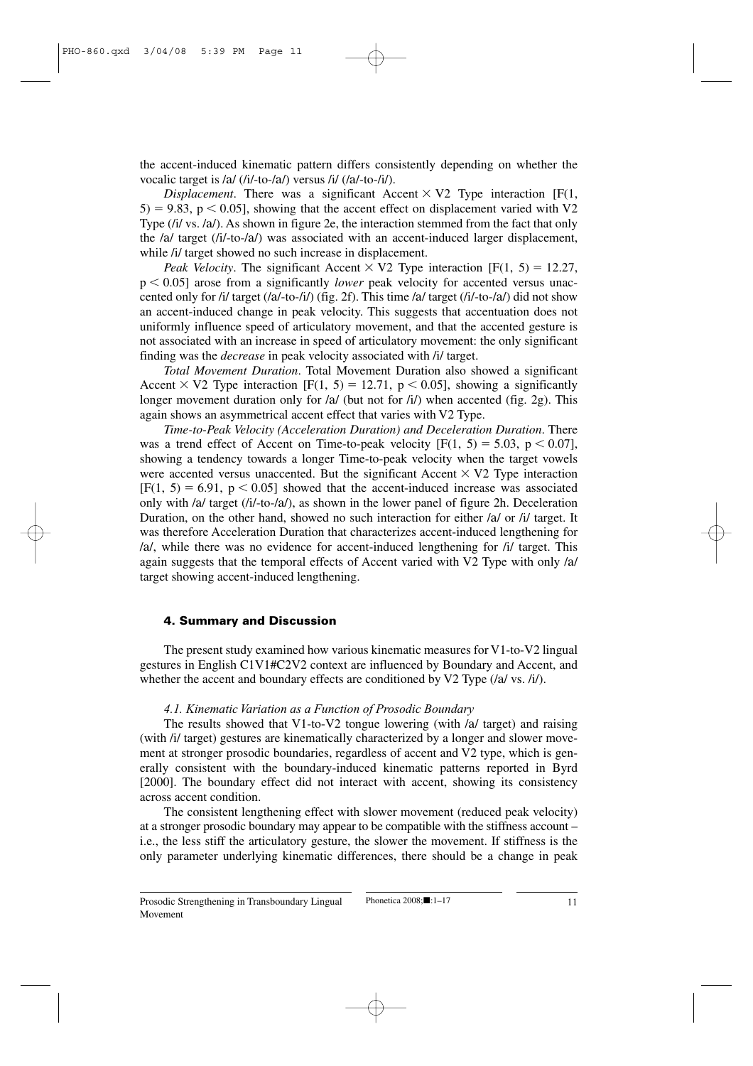the accent-induced kinematic pattern differs consistently depending on whether the vocalic target is /a/ (/i/-to-/a/) versus /i/ (/a/-to-/i/).

*Displacement*. There was a significant Accent × V2 Type interaction [$F(1, 5) = 9.83$, $p < 0.05$], showing that the accent effect on displacement varied with V2 Type (/i/ vs. /a/). As shown in figure 2e, the interaction stemmed from the fact that only the /a/ target (/i/-to-/a/) was associated with an accent-induced larger displacement, while /i/ target showed no such increase in displacement.

*Peak Velocity*. The significant Accent × V2 Type interaction [$F(1, 5) = 12.27$, $p < 0.05$] arose from a significantly *lower* peak velocity for accented versus unaccented only for /i/ target (/a/-to-/i/) (fig. 2f). This time /a/ target (/i/-to-/a/) did not show an accent-induced change in peak velocity. This suggests that accentuation does not uniformly influence speed of articulatory movement, and that the accented gesture is not associated with an increase in speed of articulatory movement: the only significant finding was the *decrease* in peak velocity associated with /i/ target.

*Total Movement Duration*. Total Movement Duration also showed a significant Accent × V2 Type interaction [$F(1, 5) = 12.71$, $p < 0.05$], showing a significantly longer movement duration only for /a/ (but not for /i/) when accented (fig. 2g). This again shows an asymmetrical accent effect that varies with V2 Type.

*Time-to-Peak Velocity (Acceleration Duration) and Deceleration Duration*. There was a trend effect of Accent on Time-to-peak velocity [$F(1, 5) = 5.03$, $p < 0.07$], showing a tendency towards a longer Time-to-peak velocity when the target vowels were accented versus unaccented. But the significant Accent × V2 Type interaction [$F(1, 5) = 6.91$, $p < 0.05$] showed that the accent-induced increase was associated only with /a/ target (/i/-to-/a/), as shown in the lower panel of figure 2h. Deceleration Duration, on the other hand, showed no such interaction for either /a/ or /i/ target. It was therefore Acceleration Duration that characterizes accent-induced lengthening for /a/, while there was no evidence for accent-induced lengthening for /i/ target. This again suggests that the temporal effects of Accent varied with V2 Type with only /a/ target showing accent-induced lengthening.

## 4. Summary and Discussion

The present study examined how various kinematic measures for V1-to-V2 lingual gestures in English C1V1#C2V2 context are influenced by Boundary and Accent, and whether the accent and boundary effects are conditioned by V2 Type (/a/ vs. /i/).

### *4.1. Kinematic Variation as a Function of Prosodic Boundary*

The results showed that V1-to-V2 tongue lowering (with /a/ target) and raising (with /i/ target) gestures are kinematically characterized by a longer and slower movement at stronger prosodic boundaries, regardless of accent and V2 type, which is generally consistent with the boundary-induced kinematic patterns reported in Byrd [2000]. The boundary effect did not interact with accent, showing its consistency across accent condition.

The consistent lengthening effect with slower movement (reduced peak velocity) at a stronger prosodic boundary may appear to be compatible with the stiffness account – i.e., the less stiff the articulatory gesture, the slower the movement. If stiffness is the only parameter underlying kinematic differences, there should be a change in peak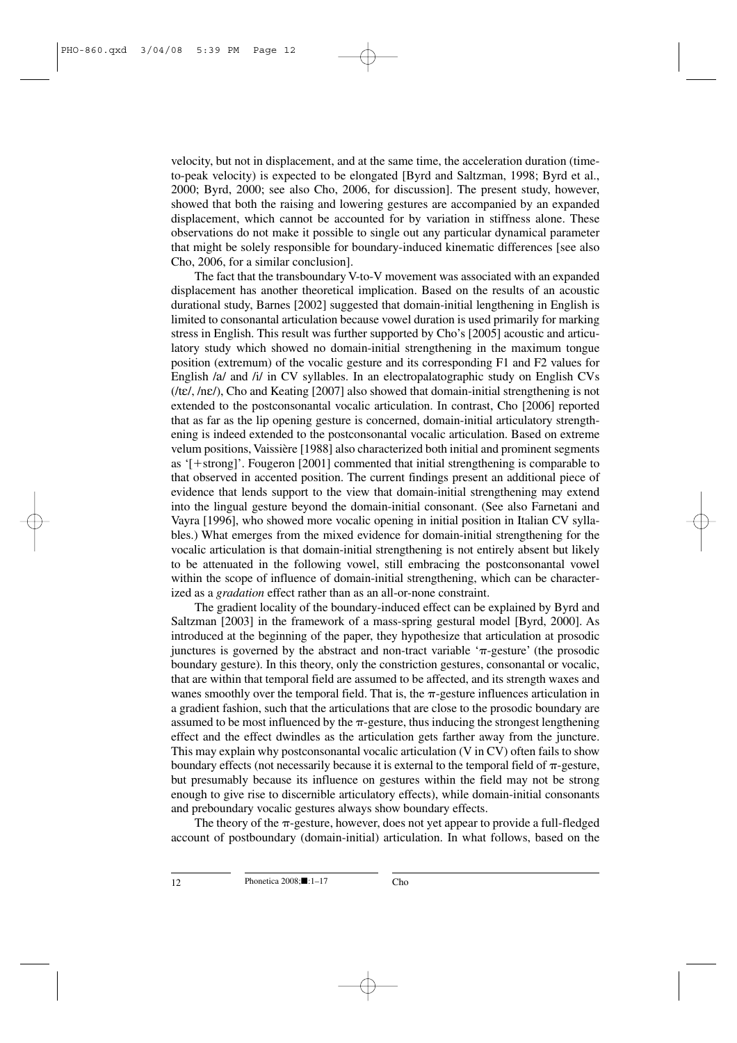velocity, but not in displacement, and at the same time, the acceleration duration (time-to-peak velocity) is expected to be elongated [Byrd and Saltzman, 1998; Byrd et al., 2000; Byrd, 2000; see also Cho, 2006, for discussion]. The present study, however, showed that both the raising and lowering gestures are accompanied by an expanded displacement, which cannot be accounted for by variation in stiffness alone. These observations do not make it possible to single out any particular dynamical parameter that might be solely responsible for boundary-induced kinematic differences [see also Cho, 2006, for a similar conclusion].

The fact that the transboundary V-to-V movement was associated with an expanded displacement has another theoretical implication. Based on the results of an acoustic durational study, Barnes [2002] suggested that domain-initial lengthening in English is limited to consonantal articulation because vowel duration is used primarily for marking stress in English. This result was further supported by Cho's [2005] acoustic and articulatory study which showed no domain-initial strengthening in the maximum tongue position (extremum) of the vocalic gesture and its corresponding F1 and F2 values for English /a/ and /i/ in CV syllables. In an electropalatographic study on English CVs (/tɛ/, /nɛ/), Cho and Keating [2007] also showed that domain-initial strengthening is not extended to the postconsonantal vocalic articulation. In contrast, Cho [2006] reported that as far as the lip opening gesture is concerned, domain-initial articulatory strengthening is indeed extended to the postconsonantal vocalic articulation. Based on extreme velum positions, Vaissière [1988] also characterized both initial and prominent segments as '[+strong]'. Fougeron [2001] commented that initial strengthening is comparable to that observed in accented position. The current findings present an additional piece of evidence that lends support to the view that domain-initial strengthening may extend into the lingual gesture beyond the domain-initial consonant. (See also Farnetani and Vayra [1996], who showed more vocalic opening in initial position in Italian CV syllables.) What emerges from the mixed evidence for domain-initial strengthening for the vocalic articulation is that domain-initial strengthening is not entirely absent but likely to be attenuated in the following vowel, still embracing the postconsonantal vowel within the scope of influence of domain-initial strengthening, which can be characterized as a *gradation* effect rather than as an all-or-none constraint.

The gradient locality of the boundary-induced effect can be explained by Byrd and Saltzman [2003] in the framework of a mass-spring gestural model [Byrd, 2000]. As introduced at the beginning of the paper, they hypothesize that articulation at prosodic junctures is governed by the abstract and non-tract variable '$\pi$-gesture' (the prosodic boundary gesture). In this theory, only the constriction gestures, consonantal or vocalic, that are within that temporal field are assumed to be affected, and its strength waxes and wanes smoothly over the temporal field. That is, the $\pi$-gesture influences articulation in a gradient fashion, such that the articulations that are close to the prosodic boundary are assumed to be most influenced by the $\pi$-gesture, thus inducing the strongest lengthening effect and the effect dwindles as the articulation gets farther away from the juncture. This may explain why postconsonantal vocalic articulation (V in CV) often fails to show boundary effects (not necessarily because it is external to the temporal field of $\pi$-gesture, but presumably because its influence on gestures within the field may not be strong enough to give rise to discernible articulatory effects), while domain-initial consonants and preboundary vocalic gestures always show boundary effects.

The theory of the $\pi$-gesture, however, does not yet appear to provide a full-fledged account of postboundary (domain-initial) articulation. In what follows, based on the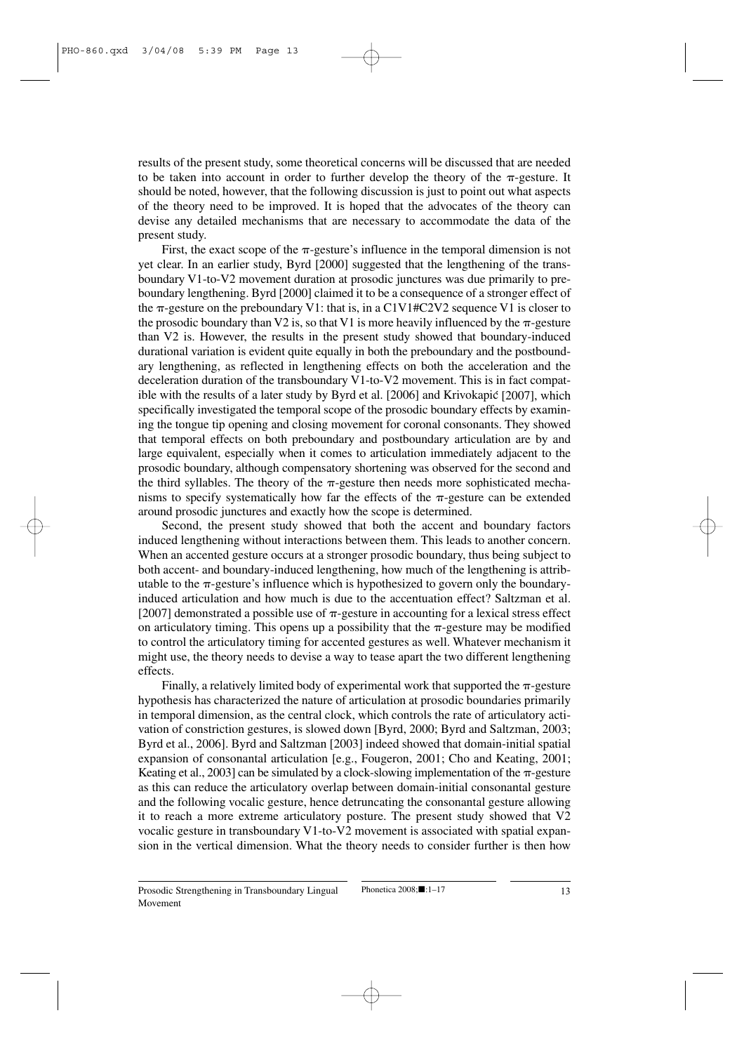results of the present study, some theoretical concerns will be discussed that are needed to be taken into account in order to further develop the theory of the π-gesture. It should be noted, however, that the following discussion is just to point out what aspects of the theory need to be improved. It is hoped that the advocates of the theory can devise any detailed mechanisms that are necessary to accommodate the data of the present study.

First, the exact scope of the π-gesture's influence in the temporal dimension is not yet clear. In an earlier study, Byrd [2000] suggested that the lengthening of the transboundary V1-to-V2 movement duration at prosodic junctures was due primarily to preboundary lengthening. Byrd [2000] claimed it to be a consequence of a stronger effect of the π-gesture on the preboundary V1: that is, in a C1V1#C2V2 sequence V1 is closer to the prosodic boundary than V2 is, so that V1 is more heavily influenced by the π-gesture than V2 is. However, the results in the present study showed that boundary-induced durational variation is evident quite equally in both the preboundary and the postboundary lengthening, as reflected in lengthening effects on both the acceleration and the deceleration duration of the transboundary V1-to-V2 movement. This is in fact compatible with the results of a later study by Byrd et al. [2006] and Krivokapić [2007], which specifically investigated the temporal scope of the prosodic boundary effects by examining the tongue tip opening and closing movement for coronal consonants. They showed that temporal effects on both preboundary and postboundary articulation are by and large equivalent, especially when it comes to articulation immediately adjacent to the prosodic boundary, although compensatory shortening was observed for the second and the third syllables. The theory of the π-gesture then needs more sophisticated mechanisms to specify systematically how far the effects of the π-gesture can be extended around prosodic junctures and exactly how the scope is determined.

Second, the present study showed that both the accent and boundary factors induced lengthening without interactions between them. This leads to another concern. When an accented gesture occurs at a stronger prosodic boundary, thus being subject to both accent- and boundary-induced lengthening, how much of the lengthening is attributable to the π-gesture's influence which is hypothesized to govern only the boundary-induced articulation and how much is due to the accentuation effect? Saltzman et al. [2007] demonstrated a possible use of π-gesture in accounting for a lexical stress effect on articulatory timing. This opens up a possibility that the π-gesture may be modified to control the articulatory timing for accented gestures as well. Whatever mechanism it might use, the theory needs to devise a way to tease apart the two different lengthening effects.

Finally, a relatively limited body of experimental work that supported the π-gesture hypothesis has characterized the nature of articulation at prosodic boundaries primarily in temporal dimension, as the central clock, which controls the rate of articulatory activation of constriction gestures, is slowed down [Byrd, 2000; Byrd and Saltzman, 2003; Byrd et al., 2006]. Byrd and Saltzman [2003] indeed showed that domain-initial spatial expansion of consonantal articulation [e.g., Fougeron, 2001; Cho and Keating, 2001; Keating et al., 2003] can be simulated by a clock-slowing implementation of the π-gesture as this can reduce the articulatory overlap between domain-initial consonantal gesture and the following vocalic gesture, hence detruncating the consonantal gesture allowing it to reach a more extreme articulatory posture. The present study showed that V2 vocalic gesture in transboundary V1-to-V2 movement is associated with spatial expansion in the vertical dimension. What the theory needs to consider further is then how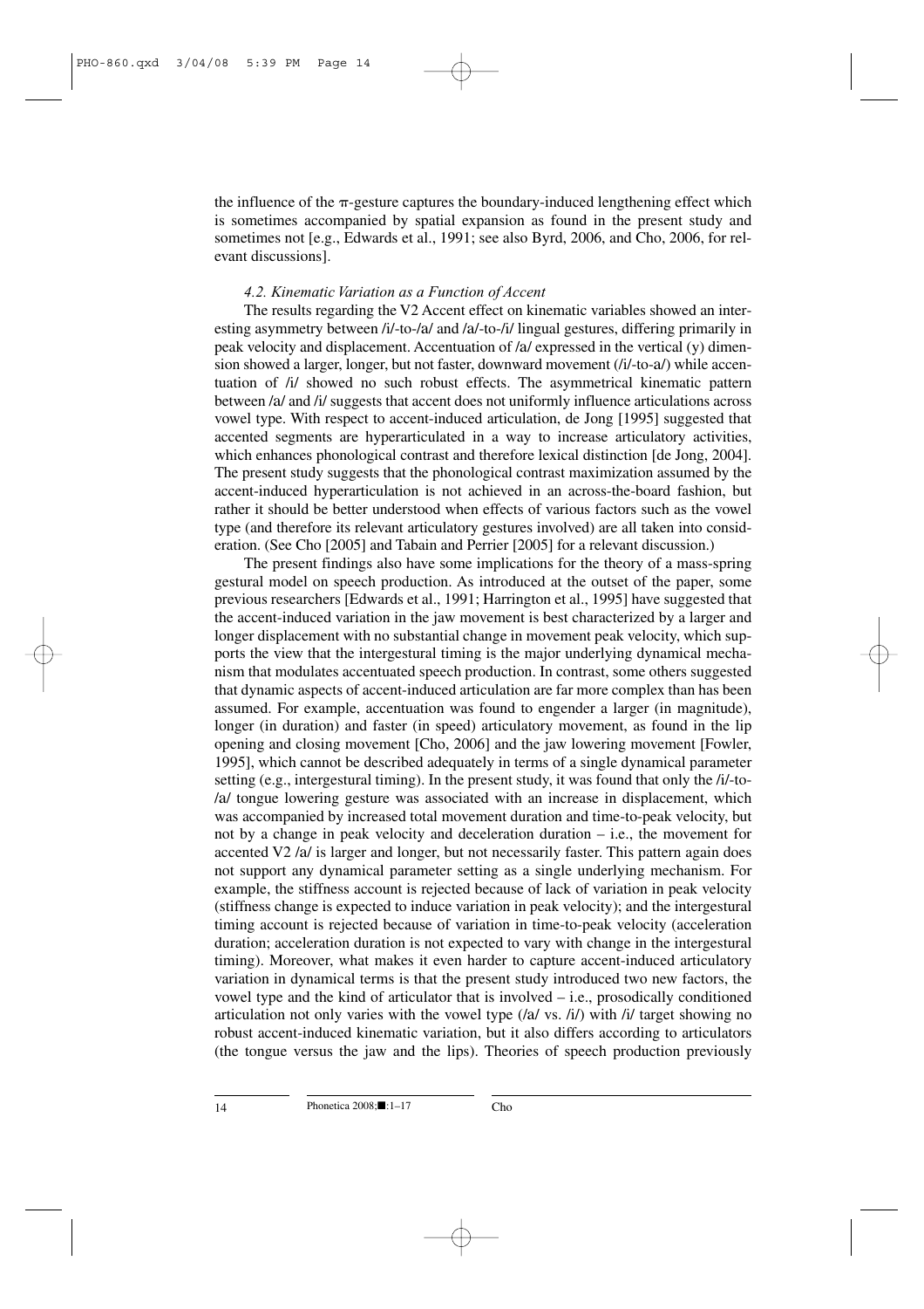the influence of the $\pi$-gesture captures the boundary-induced lengthening effect which is sometimes accompanied by spatial expansion as found in the present study and sometimes not [e.g., Edwards et al., 1991; see also Byrd, 2006, and Cho, 2006, for relevant discussions].

### *4.2. Kinematic Variation as a Function of Accent*

The results regarding the V2 Accent effect on kinematic variables showed an interesting asymmetry between /i/-to-/a/ and /a/-to-/i/ lingual gestures, differing primarily in peak velocity and displacement. Accentuation of /a/ expressed in the vertical (y) dimension showed a larger, longer, but not faster, downward movement (/i/-to-a/) while accentuation of /i/ showed no such robust effects. The asymmetrical kinematic pattern between /a/ and /i/ suggests that accent does not uniformly influence articulations across vowel type. With respect to accent-induced articulation, de Jong [1995] suggested that accented segments are hyperarticulated in a way to increase articulatory activities, which enhances phonological contrast and therefore lexical distinction [de Jong, 2004]. The present study suggests that the phonological contrast maximization assumed by the accent-induced hyperarticulation is not achieved in an across-the-board fashion, but rather it should be better understood when effects of various factors such as the vowel type (and therefore its relevant articulatory gestures involved) are all taken into consideration. (See Cho [2005] and Tabain and Perrier [2005] for a relevant discussion.)

The present findings also have some implications for the theory of a mass-spring gestural model on speech production. As introduced at the outset of the paper, some previous researchers [Edwards et al., 1991; Harrington et al., 1995] have suggested that the accent-induced variation in the jaw movement is best characterized by a larger and longer displacement with no substantial change in movement peak velocity, which supports the view that the intergestural timing is the major underlying dynamical mechanism that modulates accentuated speech production. In contrast, some others suggested that dynamic aspects of accent-induced articulation are far more complex than has been assumed. For example, accentuation was found to engender a larger (in magnitude), longer (in duration) and faster (in speed) articulatory movement, as found in the lip opening and closing movement [Cho, 2006] and the jaw lowering movement [Fowler, 1995], which cannot be described adequately in terms of a single dynamical parameter setting (e.g., intergestural timing). In the present study, it was found that only the /i/-to-/a/ tongue lowering gesture was associated with an increase in displacement, which was accompanied by increased total movement duration and time-to-peak velocity, but not by a change in peak velocity and deceleration duration – i.e., the movement for accented V2 /a/ is larger and longer, but not necessarily faster. This pattern again does not support any dynamical parameter setting as a single underlying mechanism. For example, the stiffness account is rejected because of lack of variation in peak velocity (stiffness change is expected to induce variation in peak velocity); and the intergestural timing account is rejected because of variation in time-to-peak velocity (acceleration duration; acceleration duration is not expected to vary with change in the intergestural timing). Moreover, what makes it even harder to capture accent-induced articulatory variation in dynamical terms is that the present study introduced two new factors, the vowel type and the kind of articulator that is involved – i.e., prosodically conditioned articulation not only varies with the vowel type (/a/ vs. /i/) with /i/ target showing no robust accent-induced kinematic variation, but it also differs according to articulators (the tongue versus the jaw and the lips). Theories of speech production previously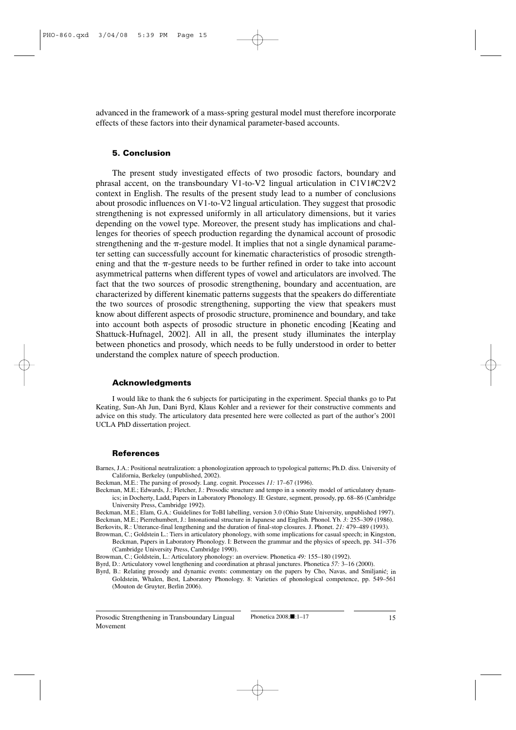advanced in the framework of a mass-spring gestural model must therefore incorporate effects of these factors into their dynamical parameter-based accounts.

## 5. Conclusion

The present study investigated effects of two prosodic factors, boundary and phrasal accent, on the transboundary V1-to-V2 lingual articulation in C1V1#C2V2 context in English. The results of the present study lead to a number of conclusions about prosodic influences on V1-to-V2 lingual articulation. They suggest that prosodic strengthening is not expressed uniformly in all articulatory dimensions, but it varies depending on the vowel type. Moreover, the present study has implications and challenges for theories of speech production regarding the dynamical account of prosodic strengthening and the $\pi$-gesture model. It implies that not a single dynamical parameter setting can successfully account for kinematic characteristics of prosodic strengthening and that the $\pi$-gesture needs to be further refined in order to take into account asymmetrical patterns when different types of vowel and articulators are involved. The fact that the two sources of prosodic strengthening, boundary and accentuation, are characterized by different kinematic patterns suggests that the speakers do differentiate the two sources of prosodic strengthening, supporting the view that speakers must know about different aspects of prosodic structure, prominence and boundary, and take into account both aspects of prosodic structure in phonetic encoding [Keating and Shattuck-Hufnagel, 2002]. All in all, the present study illuminates the interplay between phonetics and prosody, which needs to be fully understood in order to better understand the complex nature of speech production.

## Acknowledgments

I would like to thank the 6 subjects for participating in the experiment. Special thanks go to Pat Keating, Sun-Ah Jun, Dani Byrd, Klaus Kohler and a reviewer for their constructive comments and advice on this study. The articulatory data presented here were collected as part of the author's 2001 UCLA PhD dissertation project.

## References

Barnes, J.A.: Positional neutralization: a phonologization approach to typological patterns; Ph.D. diss. University of California, Berkeley (unpublished, 2002).

Beckman, M.E.: The parsing of prosody. Lang. cognit. Processes *11:* 17–67 (1996).

Beckman, M.E.; Edwards, J.; Fletcher, J.: Prosodic structure and tempo in a sonority model of articulatory dynamics; in Docherty, Ladd, Papers in Laboratory Phonology. II: Gesture, segment, prosody, pp. 68–86 (Cambridge University Press, Cambridge 1992).

Beckman, M.E.; Elam, G.A.: Guidelines for ToBI labelling, version 3.0 (Ohio State University, unpublished 1997).

Beckman, M.E.; Pierrehumbert, J.: Intonational structure in Japanese and English. Phonol. Yb. *3:* 255–309 (1986).

Berkovits, R.: Utterance-final lengthening and the duration of final-stop closures. J. Phonet. *21:* 479–489 (1993).

Browman, C.; Goldstein L.: Tiers in articulatory phonology, with some implications for casual speech; in Kingston, Beckman, Papers in Laboratory Phonology. I: Between the grammar and the physics of speech, pp. 341–376 (Cambridge University Press, Cambridge 1990).

Browman, C.; Goldstein, L.: Articulatory phonology: an overview. Phonetica *49:* 155–180 (1992).

Byrd, D.: Articulatory vowel lengthening and coordination at phrasal junctures. Phonetica *57:* 3–16 (2000).

Byrd, B.: Relating prosody and dynamic events: commentary on the papers by Cho, Navas, and Smiljanić; in Goldstein, Whalen, Best, Laboratory Phonology. 8: Varieties of phonological competence, pp. 549–561 (Mouton de Gruyter, Berlin 2006).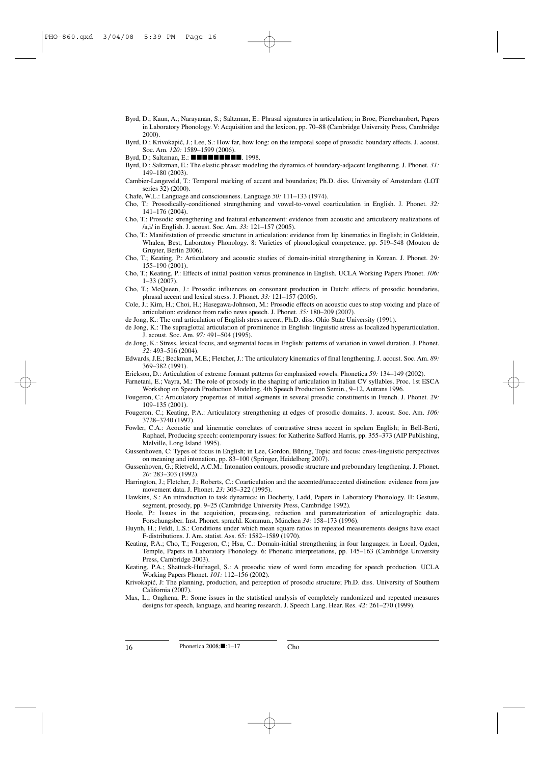Byrd, D.; Kaun, A.; Narayanan, S.; Saltzman, E.: Phrasal signatures in articulation; in Broe, Pierrehumbert, Papers in Laboratory Phonology. V: Acquisition and the lexicon, pp. 70–88 (Cambridge University Press, Cambridge 2000).

Byrd, D.; Krivokapić, J.; Lee, S.: How far, how long: on the temporal scope of prosodic boundary effects. J. acoust. Soc. Am. *120:* 1589–1599 (2006).

Byrd, D.; Saltzman, E.: ■■■■■■■■■. 1998.

Byrd, D.; Saltzman, E.: The elastic phrase: modeling the dynamics of boundary-adjacent lengthening. J. Phonet. *31:* 149–180 (2003).

Cambier-Langeveld, T.: Temporal marking of accent and boundaries; Ph.D. diss. University of Amsterdam (LOT series 32) (2000).

Chafe, W.L.: Language and consciousness. Language *50:* 111–133 (1974).

Cho, T.: Prosodically-conditioned strengthening and vowel-to-vowel coarticulation in English. J. Phonet. *32:* 141–176 (2004).

Cho, T.: Prosodic strengthening and featural enhancement: evidence from acoustic and articulatory realizations of /a,i/ in English. J. acoust. Soc. Am. *33:* 121–157 (2005).

Cho, T.: Manifestation of prosodic structure in articulation: evidence from lip kinematics in English; in Goldstein, Whalen, Best, Laboratory Phonology. 8: Varieties of phonological competence, pp. 519–548 (Mouton de Gruyter, Berlin 2006).

Cho, T.; Keating, P.: Articulatory and acoustic studies of domain-initial strengthening in Korean. J. Phonet. *29:* 155–190 (2001).

Cho, T.; Keating, P.: Effects of initial position versus prominence in English. UCLA Working Papers Phonet. *106:* 1–33 (2007).

Cho, T.; McQueen, J.: Prosodic influences on consonant production in Dutch: effects of prosodic boundaries, phrasal accent and lexical stress. J. Phonet. *33:* 121–157 (2005).

Cole, J.; Kim, H.; Choi, H.; Hasegawa-Johnson, M.: Prosodic effects on acoustic cues to stop voicing and place of articulation: evidence from radio news speech. J. Phonet. *35:* 180–209 (2007).

de Jong, K.: The oral articulation of English stress accent; Ph.D. diss. Ohio State University (1991).

de Jong, K.: The supraglottal articulation of prominence in English: linguistic stress as localized hyperarticulation. J. acoust. Soc. Am. *97:* 491–504 (1995).

de Jong, K.: Stress, lexical focus, and segmental focus in English: patterns of variation in vowel duration. J. Phonet. *32:* 493–516 (2004).

Edwards, J.E.; Beckman, M.E.; Fletcher, J.: The articulatory kinematics of final lengthening. J. acoust. Soc. Am. *89:* 369–382 (1991).

Erickson, D.: Articulation of extreme formant patterns for emphasized vowels. Phonetica *59:* 134–149 (2002).

Farnetani, E.; Vayra, M.: The role of prosody in the shaping of articulation in Italian CV syllables. Proc. 1st ESCA Workshop on Speech Production Modeling, 4th Speech Production Semin., 9–12, Autrans 1996.

Fougeron, C.: Articulatory properties of initial segments in several prosodic constituents in French. J. Phonet. *29:* 109–135 (2001).

Fougeron, C.; Keating, P.A.: Articulatory strengthening at edges of prosodic domains. J. acoust. Soc. Am. *106:* 3728–3740 (1997).

Fowler, C.A.: Acoustic and kinematic correlates of contrastive stress accent in spoken English; in Bell-Berti, Raphael, Producing speech: contemporary issues: for Katherine Safford Harris, pp. 355–373 (AIP Publishing, Melville, Long Island 1995).

Gussenhoven, C: Types of focus in English; in Lee, Gordon, Büring, Topic and focus: cross-linguistic perspectives on meaning and intonation, pp. 83–100 (Springer, Heidelberg 2007).

Gussenhoven, G.; Rietveld, A.C.M.: Intonation contours, prosodic structure and preboundary lengthening. J. Phonet. *20:* 283–303 (1992).

Harrington, J.; Fletcher, J.; Roberts, C.: Coarticulation and the accented/unaccented distinction: evidence from jaw movement data. J. Phonet. *23:* 305–322 (1995).

Hawkins, S.: An introduction to task dynamics; in Docherty, Ladd, Papers in Laboratory Phonology. II: Gesture, segment, prosody, pp. 9–25 (Cambridge University Press, Cambridge 1992).

Hoole, P.: Issues in the acquisition, processing, reduction and parameterization of articulographic data. Forschungsber. Inst. Phonet. sprachl. Kommun., München *34:* 158–173 (1996).

Huynh, H.; Feldt, L.S.: Conditions under which mean square ratios in repeated measurements designs have exact F-distributions. J. Am. statist. Ass. *65:* 1582–1589 (1970).

Keating, P.A.; Cho, T.; Fougeron, C.; Hsu, C.: Domain-initial strengthening in four languages; in Local, Ogden, Temple, Papers in Laboratory Phonology. 6: Phonetic interpretations, pp. 145–163 (Cambridge University Press, Cambridge 2003).

Keating, P.A.; Shattuck-Hufnagel, S.: A prosodic view of word form encoding for speech production. UCLA Working Papers Phonet. *101:* 112–156 (2002).

Krivokapić, J: The planning, production, and perception of prosodic structure; Ph.D. diss. University of Southern California (2007).

Max, L.; Onghena, P.: Some issues in the statistical analysis of completely randomized and repeated measures designs for speech, language, and hearing research. J. Speech Lang. Hear. Res. *42:* 261–270 (1999).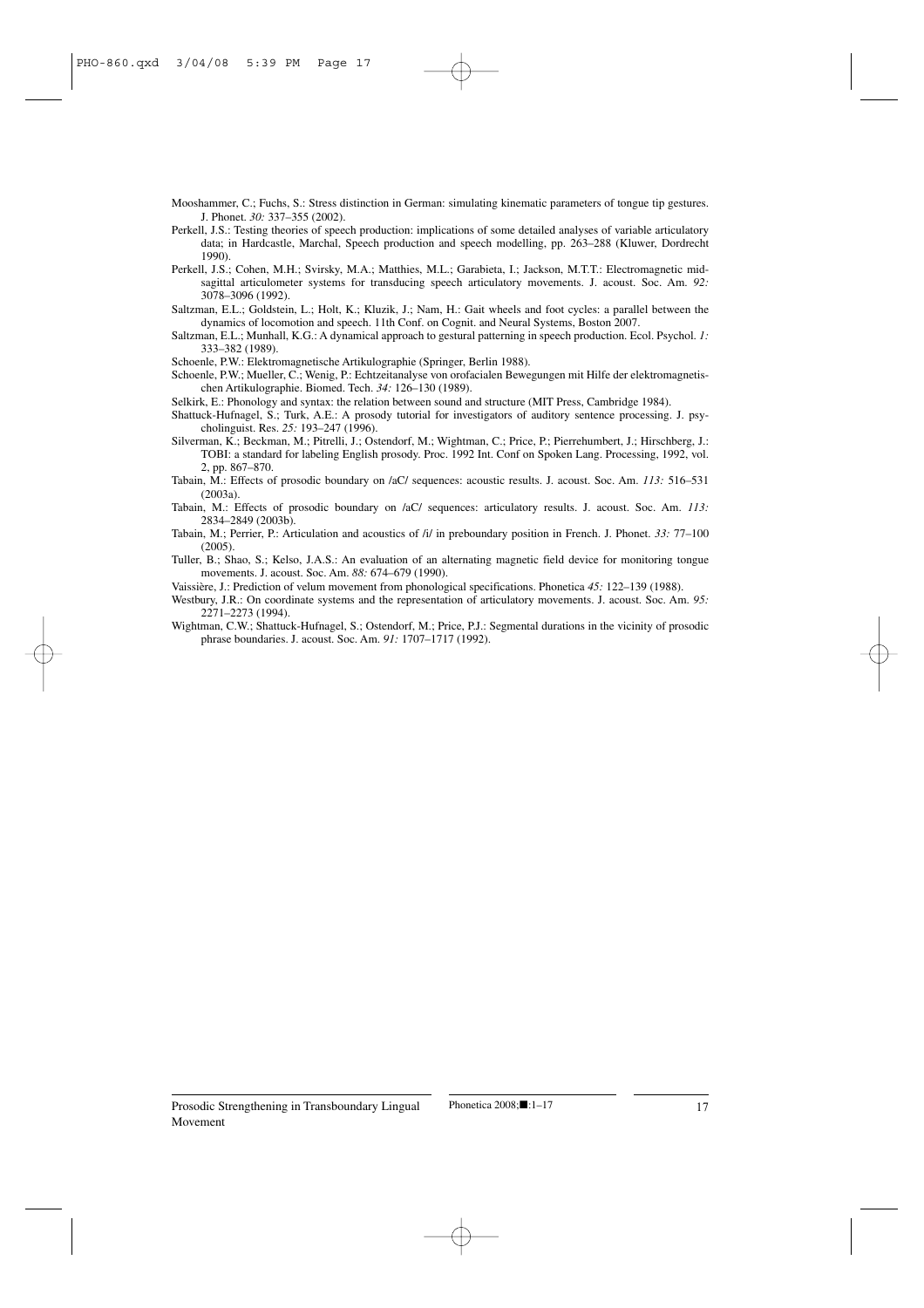Mooshammer, C.; Fuchs, S.: Stress distinction in German: simulating kinematic parameters of tongue tip gestures. J. Phonet. *30:* 337–355 (2002).

Perkell, J.S.: Testing theories of speech production: implications of some detailed analyses of variable articulatory data; in Hardcastle, Marchal, Speech production and speech modelling, pp. 263–288 (Kluwer, Dordrecht 1990).

Perkell, J.S.; Cohen, M.H.; Svirsky, M.A.; Matthies, M.L.; Garabieta, I.; Jackson, M.T.T.: Electromagnetic midsagittal articulometer systems for transducing speech articulatory movements. J. acoust. Soc. Am. *92:* 3078–3096 (1992).

Saltzman, E.L.; Goldstein, L.; Holt, K.; Kluzik, J.; Nam, H.: Gait wheels and foot cycles: a parallel between the dynamics of locomotion and speech. 11th Conf. on Cognit. and Neural Systems, Boston 2007.

Saltzman, E.L.; Munhall, K.G.: A dynamical approach to gestural patterning in speech production. Ecol. Psychol. *1:* 333–382 (1989).

Schoenle, P.W.: Elektromagnetische Artikulographie (Springer, Berlin 1988).

Schoenle, P.W.; Mueller, C.; Wenig, P.: Echtzeitanalyse von orofacialen Bewegungen mit Hilfe der elektromagnetischen Artikulographie. Biomed. Tech. *34:* 126–130 (1989).

Selkirk, E.: Phonology and syntax: the relation between sound and structure (MIT Press, Cambridge 1984).

Shattuck-Hufnagel, S.; Turk, A.E.: A prosody tutorial for investigators of auditory sentence processing. J. psycholinguist. Res. *25:* 193–247 (1996).

Silverman, K.; Beckman, M.; Pitrelli, J.; Ostendorf, M.; Wightman, C.; Price, P.; Pierrehumbert, J.; Hirschberg, J.: TOBI: a standard for labeling English prosody. Proc. 1992 Int. Conf on Spoken Lang. Processing, 1992, vol. 2, pp. 867–870.

Tabain, M.: Effects of prosodic boundary on /aC/ sequences: acoustic results. J. acoust. Soc. Am. *113:* 516–531 (2003a).

Tabain, M.: Effects of prosodic boundary on /aC/ sequences: articulatory results. J. acoust. Soc. Am. *113:* 2834–2849 (2003b).

Tabain, M.; Perrier, P.: Articulation and acoustics of /i/ in preboundary position in French. J. Phonet. *33:* 77–100 (2005).

Tuller, B.; Shao, S.; Kelso, J.A.S.: An evaluation of an alternating magnetic field device for monitoring tongue movements. J. acoust. Soc. Am. *88:* 674–679 (1990).

Vaissière, J.: Prediction of velum movement from phonological specifications. Phonetica *45:* 122–139 (1988).

Westbury, J.R.: On coordinate systems and the representation of articulatory movements. J. acoust. Soc. Am. *95:* 2271–2273 (1994).

Wightman, C.W.; Shattuck-Hufnagel, S.; Ostendorf, M.; Price, P.J.: Segmental durations in the vicinity of prosodic phrase boundaries. J. acoust. Soc. Am. *91:* 1707–1717 (1992).